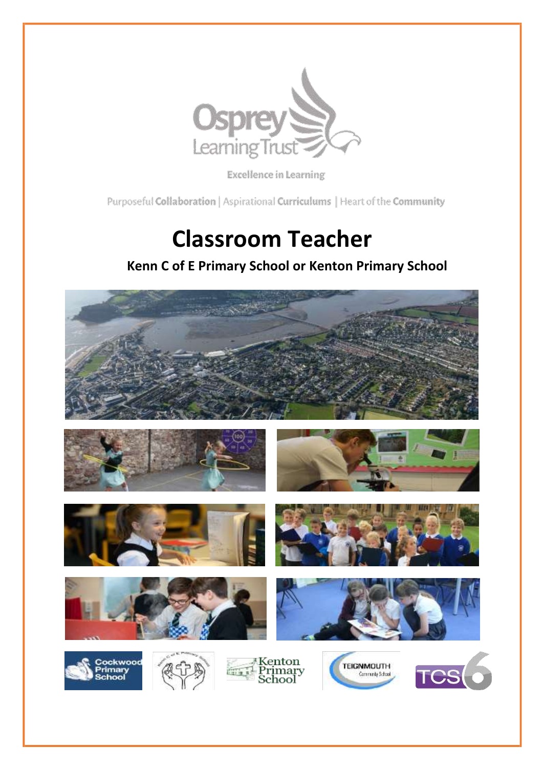Osprey Learning Trust

Excellence in Learning

Purposeful **Collaboration** | Aspirational **Curriculums** | Heart of the **Community**

# Classroom Teacher

## Kenn C of E Primary School or Kenton Primary School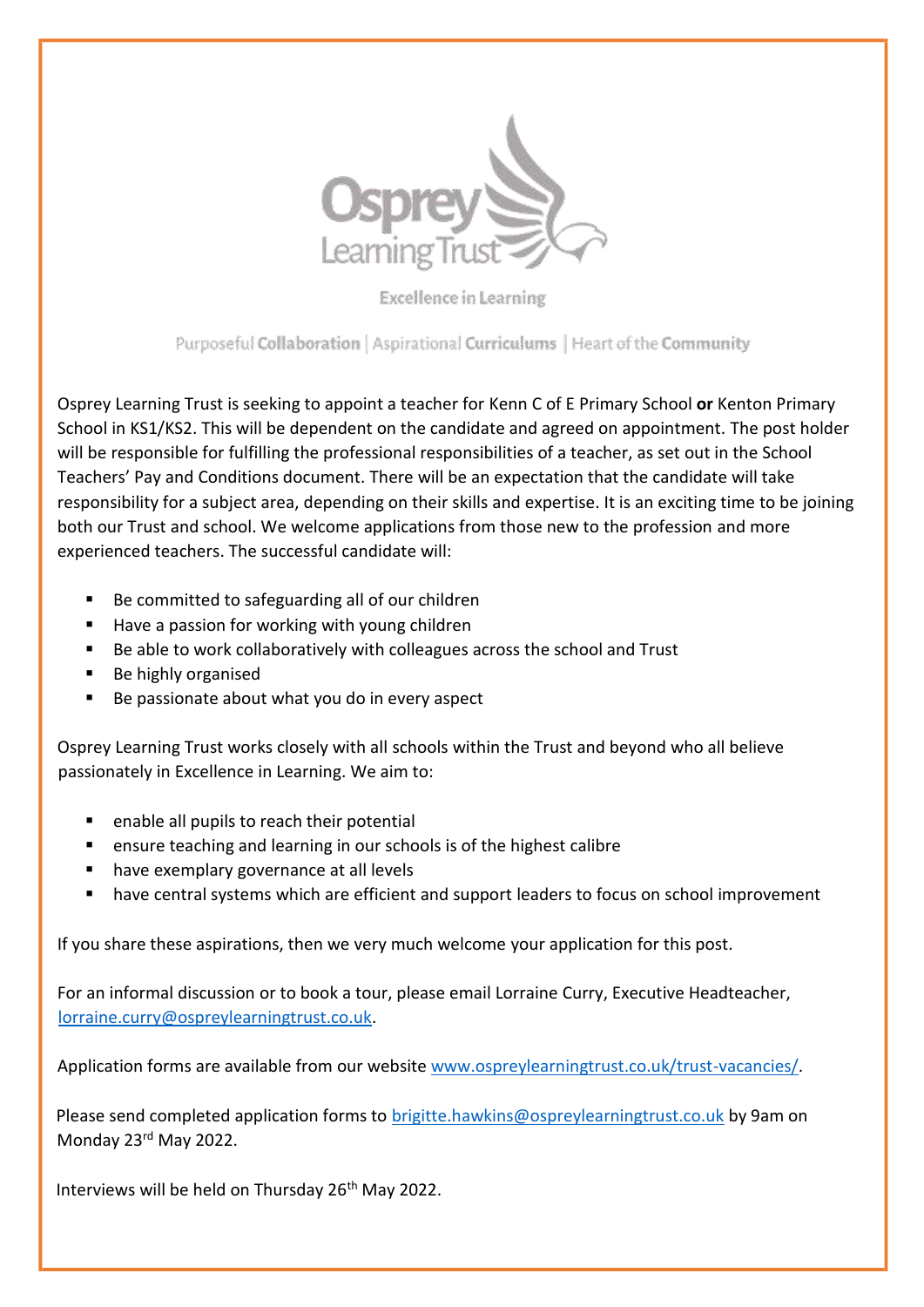Osprey Learning Trust

Excellence in Learning

Purposeful Collaboration | Aspirational Curriculums | Heart of the Community

Osprey Learning Trust is seeking to appoint a teacher for Kenn C of E Primary School **or** Kenton Primary School in KS1/KS2. This will be dependent on the candidate and agreed on appointment. The post holder will be responsible for fulfilling the professional responsibilities of a teacher, as set out in the School Teachers' Pay and Conditions document. There will be an expectation that the candidate will take responsibility for a subject area, depending on their skills and expertise. It is an exciting time to be joining both our Trust and school. We welcome applications from those new to the profession and more experienced teachers. The successful candidate will:

- Be committed to safeguarding all of our children
- Have a passion for working with young children
- Be able to work collaboratively with colleagues across the school and Trust
- Be highly organised
- Be passionate about what you do in every aspect

Osprey Learning Trust works closely with all schools within the Trust and beyond who all believe passionately in Excellence in Learning. We aim to:

- enable all pupils to reach their potential
- ensure teaching and learning in our schools is of the highest calibre
- have exemplary governance at all levels
- have central systems which are efficient and support leaders to focus on school improvement

If you share these aspirations, then we very much welcome your application for this post.

For an informal discussion or to book a tour, please email Lorraine Curry, Executive Headteacher, lorraine.curry@ospreylearningtrust.co.uk.

Application forms are available from our website www.ospreylearningtrust.co.uk/trust-vacancies/.

Please send completed application forms to brigitte.hawkins@ospreylearningtrust.co.uk by 9am on Monday 23rd May 2022.

Interviews will be held on Thursday 26th May 2022.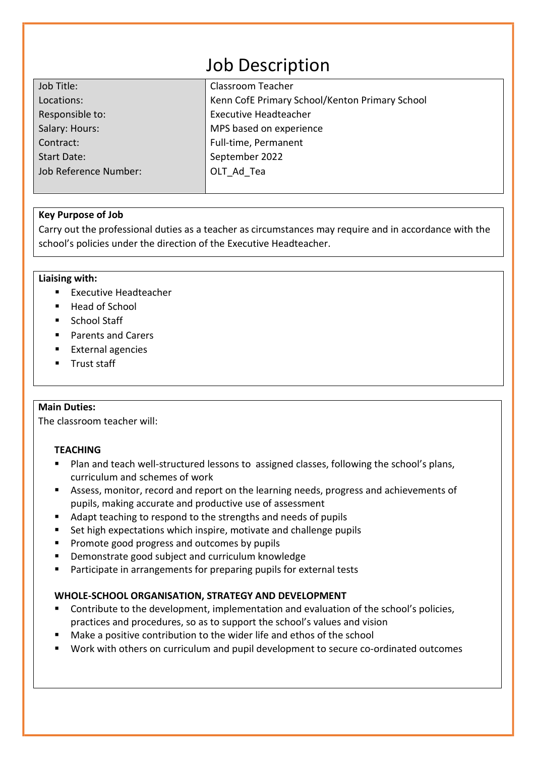# Job Description

| Job Title: | Classroom Teacher |
|---|---|
| Locations: | Kenn CofE Primary School/Kenton Primary School |
| Responsible to: | Executive Headteacher |
| Salary: Hours: | MPS based on experience |
| Contract: | Full-time, Permanent |
| Start Date: | September 2022 |
| Job Reference Number: | OLT_Ad_Tea |

**Key Purpose of Job**

Carry out the professional duties as a teacher as circumstances may require and in accordance with the school's policies under the direction of the Executive Headteacher.

**Liaising with:**

- Executive Headteacher
- Head of School
- School Staff
- Parents and Carers
- External agencies
- Trust staff

**Main Duties:**

The classroom teacher will:

**TEACHING**

- Plan and teach well-structured lessons to assigned classes, following the school's plans, curriculum and schemes of work
- Assess, monitor, record and report on the learning needs, progress and achievements of pupils, making accurate and productive use of assessment
- Adapt teaching to respond to the strengths and needs of pupils
- Set high expectations which inspire, motivate and challenge pupils
- Promote good progress and outcomes by pupils
- Demonstrate good subject and curriculum knowledge
- Participate in arrangements for preparing pupils for external tests

**WHOLE-SCHOOL ORGANISATION, STRATEGY AND DEVELOPMENT**

- Contribute to the development, implementation and evaluation of the school's policies, practices and procedures, so as to support the school's values and vision
- Make a positive contribution to the wider life and ethos of the school
- Work with others on curriculum and pupil development to secure co-ordinated outcomes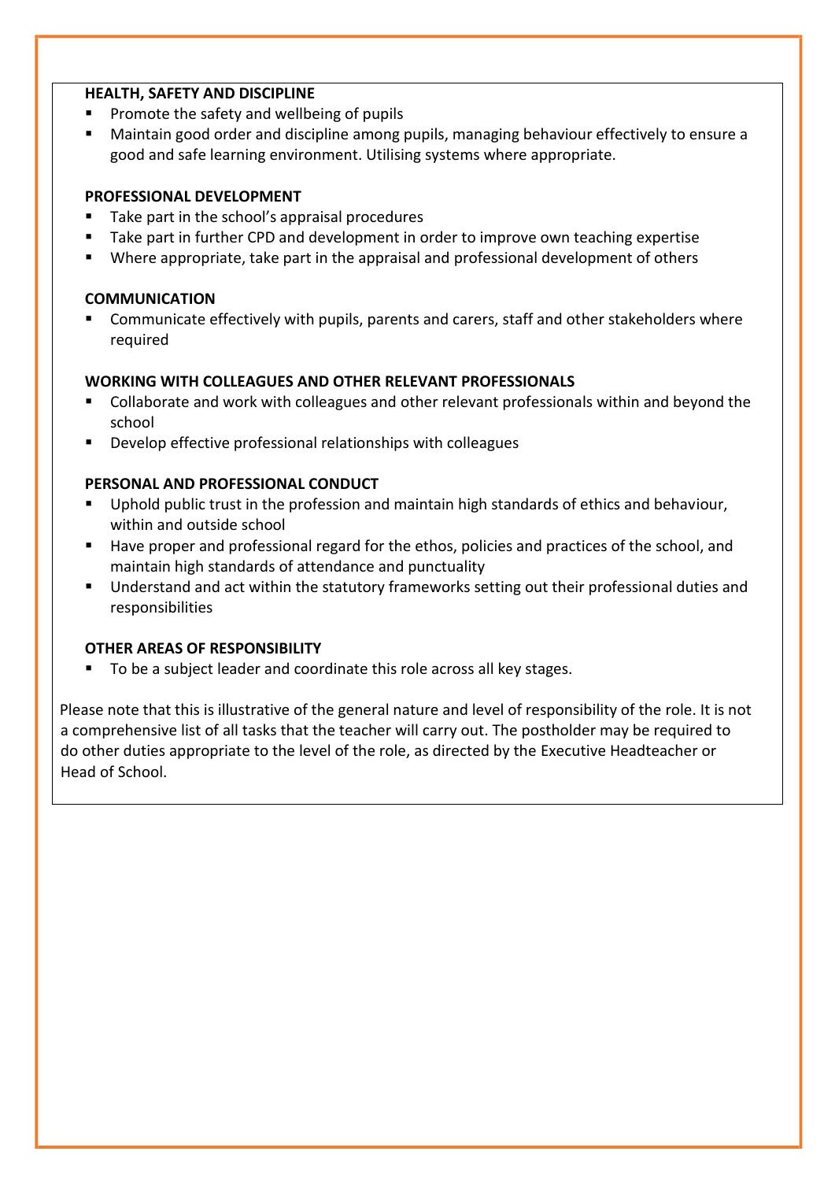**HEALTH, SAFETY AND DISCIPLINE**

- Promote the safety and wellbeing of pupils
- Maintain good order and discipline among pupils, managing behaviour effectively to ensure a good and safe learning environment. Utilising systems where appropriate.

**PROFESSIONAL DEVELOPMENT**

- Take part in the school's appraisal procedures
- Take part in further CPD and development in order to improve own teaching expertise
- Where appropriate, take part in the appraisal and professional development of others

**COMMUNICATION**

- Communicate effectively with pupils, parents and carers, staff and other stakeholders where required

**WORKING WITH COLLEAGUES AND OTHER RELEVANT PROFESSIONALS**

- Collaborate and work with colleagues and other relevant professionals within and beyond the school
- Develop effective professional relationships with colleagues

**PERSONAL AND PROFESSIONAL CONDUCT**

- Uphold public trust in the profession and maintain high standards of ethics and behaviour, within and outside school
- Have proper and professional regard for the ethos, policies and practices of the school, and maintain high standards of attendance and punctuality
- Understand and act within the statutory frameworks setting out their professional duties and responsibilities

**OTHER AREAS OF RESPONSIBILITY**

- To be a subject leader and coordinate this role across all key stages.

Please note that this is illustrative of the general nature and level of responsibility of the role. It is not a comprehensive list of all tasks that the teacher will carry out. The postholder may be required to do other duties appropriate to the level of the role, as directed by the Executive Headteacher or Head of School.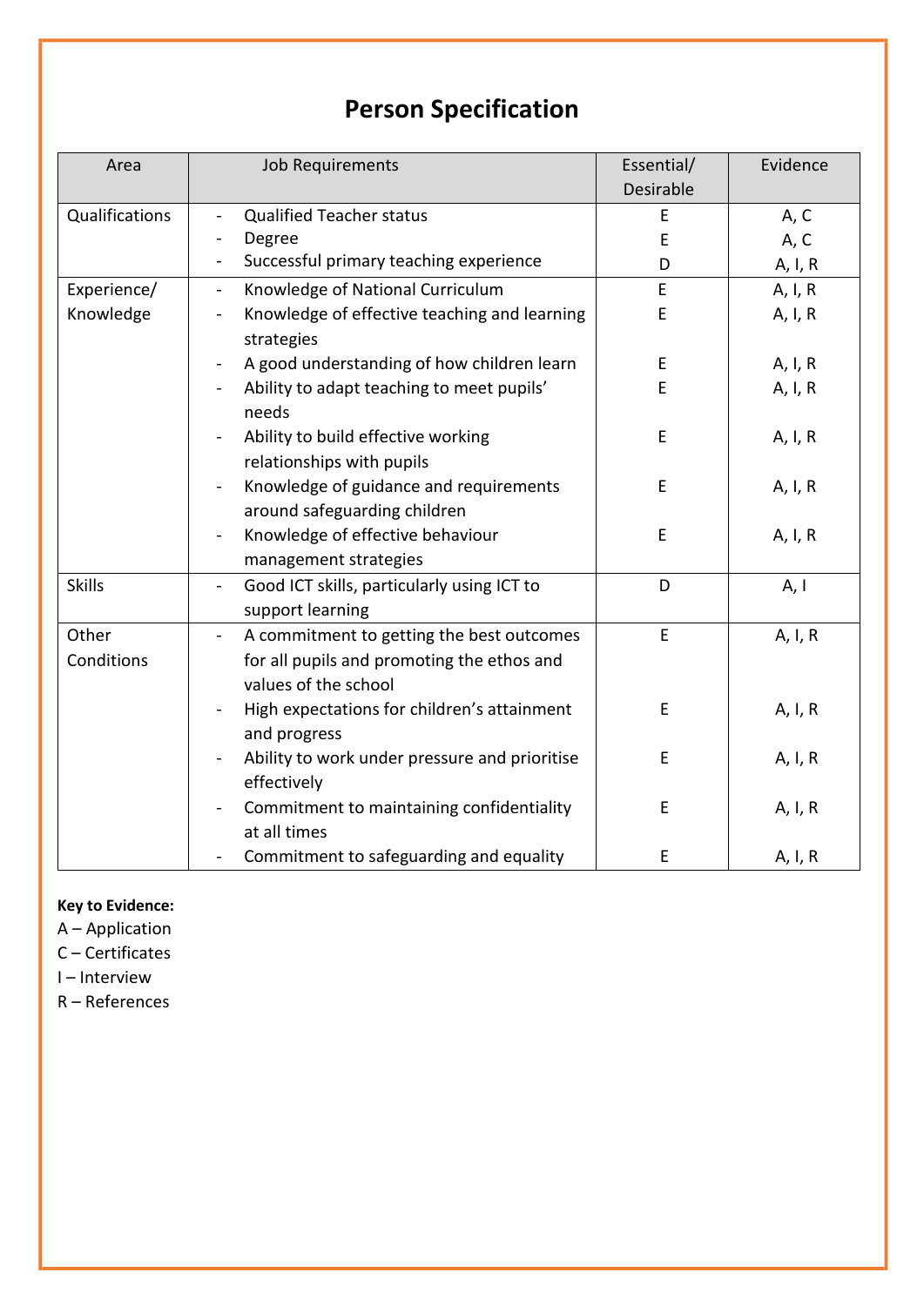# Person Specification

| Area | Job Requirements | Essential/ Desirable | Evidence |
|---|---|---|---|
| Qualifications | - Qualified Teacher status | E | A, C |
| | - Degree | E | A, C |
| | - Successful primary teaching experience | D | A, I, R |
| Experience/ Knowledge | - Knowledge of National Curriculum | E | A, I, R |
| | - Knowledge of effective teaching and learning strategies | E | A, I, R |
| | - A good understanding of how children learn | E | A, I, R |
| | - Ability to adapt teaching to meet pupils' needs | E | A, I, R |
| | - Ability to build effective working relationships with pupils | E | A, I, R |
| | - Knowledge of guidance and requirements around safeguarding children | E | A, I, R |
| | - Knowledge of effective behaviour management strategies | E | A, I, R |
| Skills | - Good ICT skills, particularly using ICT to support learning | D | A, I |
| Other Conditions | - A commitment to getting the best outcomes for all pupils and promoting the ethos and values of the school | E | A, I, R |
| | - High expectations for children's attainment and progress | E | A, I, R |
| | - Ability to work under pressure and prioritise effectively | E | A, I, R |
| | - Commitment to maintaining confidentiality at all times | E | A, I, R |
| | - Commitment to safeguarding and equality | E | A, I, R |

**Key to Evidence:**

A – Application
C – Certificates
I – Interview
R – References